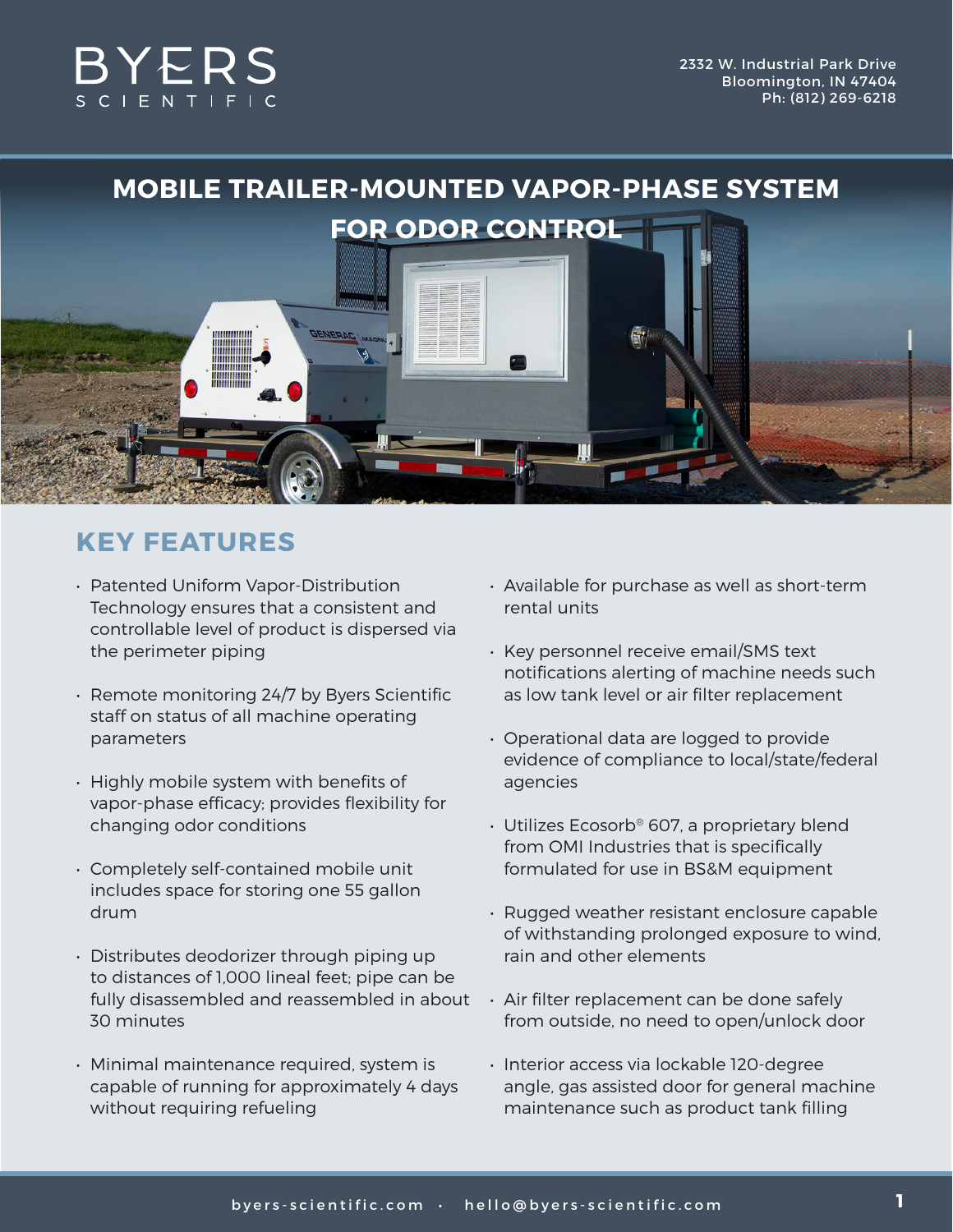BYERS SCIENTIFIC

2332 W. Industrial Park Drive
Bloomington, IN 47404
Ph: (812) 269-6218

# MOBILE TRAILER-MOUNTED VAPOR-PHASE SYSTEM FOR ODOR CONTROL

## KEY FEATURES

- Patented Uniform Vapor-Distribution Technology ensures that a consistent and controllable level of product is dispersed via the perimeter piping
- Remote monitoring 24/7 by Byers Scientific staff on status of all machine operating parameters
- Highly mobile system with benefits of vapor-phase efficacy; provides flexibility for changing odor conditions
- Completely self-contained mobile unit includes space for storing one 55 gallon drum
- Distributes deodorizer through piping up to distances of 1,000 lineal feet; pipe can be fully disassembled and reassembled in about 30 minutes
- Minimal maintenance required, system is capable of running for approximately 4 days without requiring refueling
- Available for purchase as well as short-term rental units
- Key personnel receive email/SMS text notifications alerting of machine needs such as low tank level or air filter replacement
- Operational data are logged to provide evidence of compliance to local/state/federal agencies
- Utilizes Ecosorb® 607, a proprietary blend from OMI Industries that is specifically formulated for use in BS&M equipment
- Rugged weather resistant enclosure capable of withstanding prolonged exposure to wind, rain and other elements
- Air filter replacement can be done safely from outside, no need to open/unlock door
- Interior access via lockable 120-degree angle, gas assisted door for general machine maintenance such as product tank filling

byers-scientific.com · hello@byers-scientific.com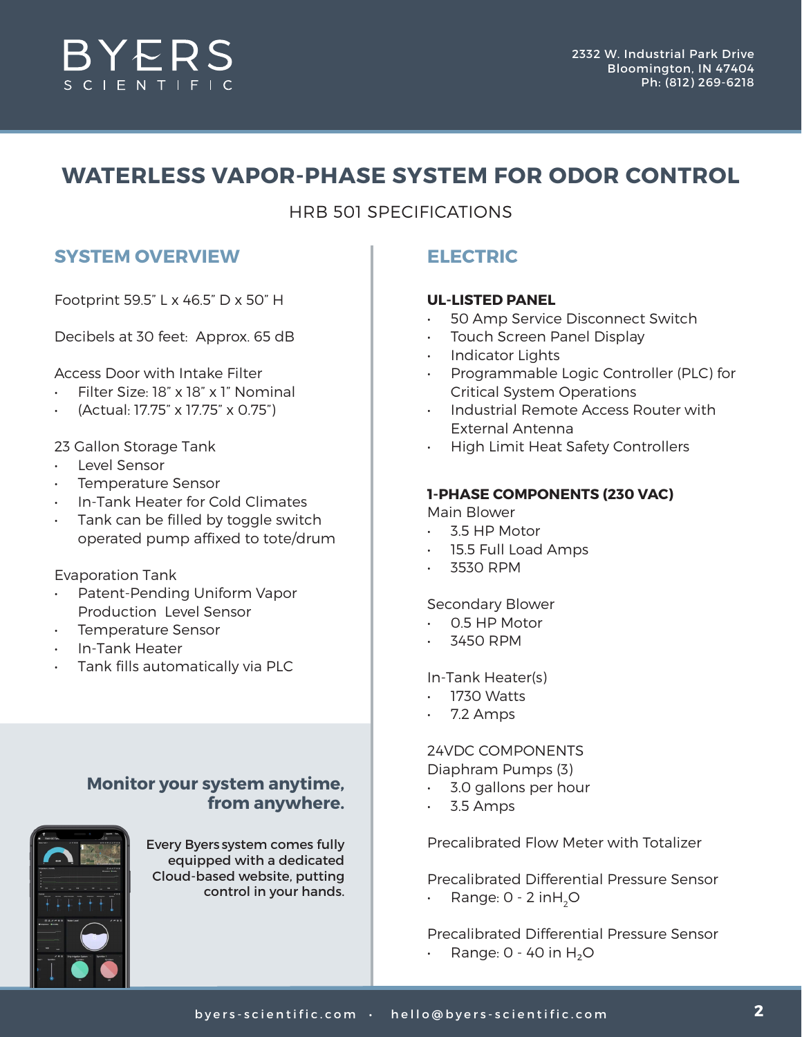# WATERLESS VAPOR-PHASE SYSTEM FOR ODOR CONTROL

HRB 501 SPECIFICATIONS

## SYSTEM OVERVIEW

Footprint 59.5" L x 46.5" D x 50" H

Decibels at 30 feet: Approx. 65 dB

Access Door with Intake Filter

- Filter Size: 18" x 18" x 1" Nominal
- (Actual: 17.75" x 17.75" x 0.75")

23 Gallon Storage Tank

- Level Sensor
- Temperature Sensor
- In-Tank Heater for Cold Climates
- Tank can be filled by toggle switch operated pump affixed to tote/drum

Evaporation Tank

- Patent-Pending Uniform Vapor Production Level Sensor
- Temperature Sensor
- In-Tank Heater
- Tank fills automatically via PLC

### Monitor your system anytime, from anywhere.

Every Byers system comes fully equipped with a dedicated Cloud-based website, putting control in your hands.

## ELECTRIC

**UL-LISTED PANEL**

- 50 Amp Service Disconnect Switch
- Touch Screen Panel Display
- Indicator Lights
- Programmable Logic Controller (PLC) for Critical System Operations
- Industrial Remote Access Router with External Antenna
- High Limit Heat Safety Controllers

**1-PHASE COMPONENTS (230 VAC)**

Main Blower

- 3.5 HP Motor
- 15.5 Full Load Amps
- 3530 RPM

Secondary Blower

- 0.5 HP Motor
- 3450 RPM

In-Tank Heater(s)

- 1730 Watts
- 7.2 Amps

24VDC COMPONENTS

Diaphram Pumps (3)

- 3.0 gallons per hour
- 3.5 Amps

Precalibrated Flow Meter with Totalizer

Precalibrated Differential Pressure Sensor

- Range: 0 - 2 in$H_2O$

Precalibrated Differential Pressure Sensor

- Range: 0 - 40 in $H_2O$